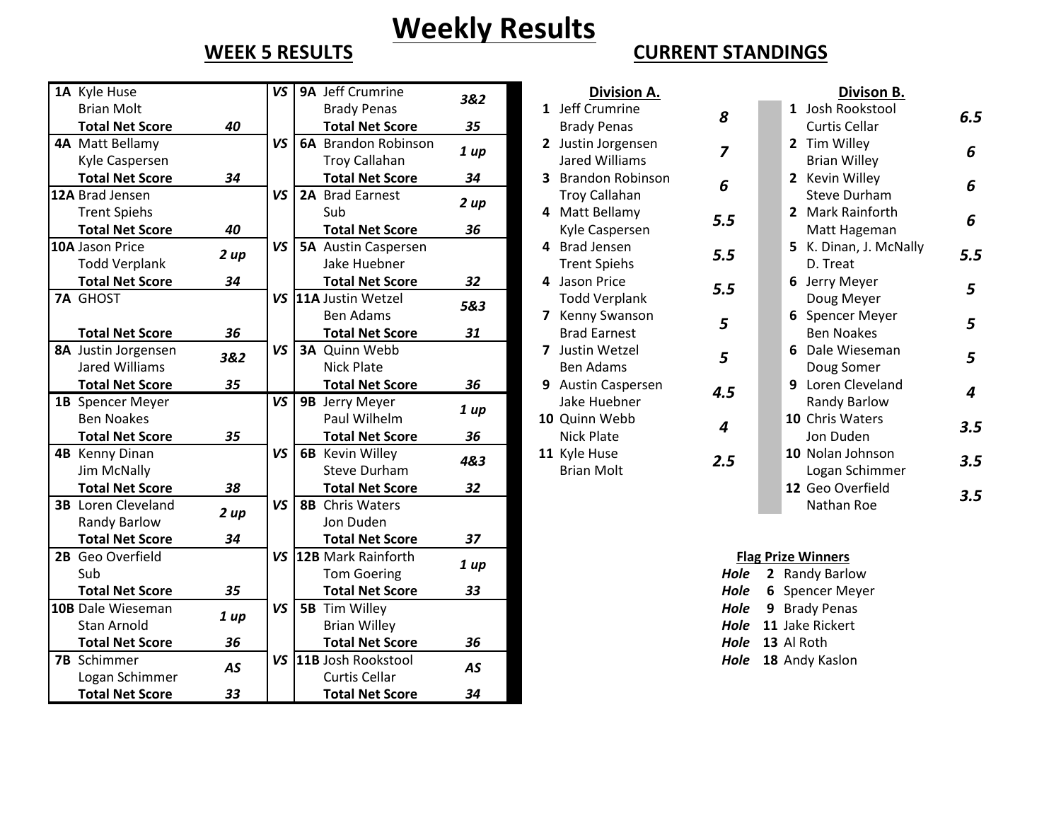# Weekly Results

## WEEK 5 RESULTS

| Team | Players | Result | Total Net Score | | Team | Players | Result | Total Net Score |
|---|---|---|---|---|---|---|---|---|
| 1A | Kyle Huse, Brian Molt | | 40 | VS | 9A | Jeff Crumrine, Brady Penas | 3&2 | 35 |
| 4A | Matt Bellamy, Kyle Caspersen | | 34 | VS | 6A | Brandon Robinson, Troy Callahan | 1 up | 34 |
| 12A | Brad Jensen, Trent Spiehs | | 40 | VS | 2A | Brad Earnest, Sub | 2 up | 36 |
| 10A | Jason Price, Todd Verplank | 2 up | 34 | VS | 5A | Austin Caspersen, Jake Huebner | | 32 |
| 7A | GHOST | | 36 | VS | 11A | Justin Wetzel, Ben Adams | 5&3 | 31 |
| 8A | Justin Jorgensen, Jared Williams | 3&2 | 35 | VS | 3A | Quinn Webb, Nick Plate | | 36 |
| 1B | Spencer Meyer, Ben Noakes | | 35 | VS | 9B | Jerry Meyer, Paul Wilhelm | 1 up | 36 |
| 4B | Kenny Dinan, Jim McNally | | 38 | VS | 6B | Kevin Willey, Steve Durham | 4&3 | 32 |
| 3B | Loren Cleveland, Randy Barlow | 2 up | 34 | VS | 8B | Chris Waters, Jon Duden | | 37 |
| 2B | Geo Overfield, Sub | | 35 | VS | 12B | Mark Rainforth, Tom Goering | 1 up | 33 |
| 10B | Dale Wieseman, Stan Arnold | 1 up | 36 | VS | 5B | Tim Willey, Brian Willey | | 36 |
| 7B | Schimmer, Logan Schimmer | AS | 33 | VS | 11B | Josh Rookstool, Curtis Cellar | AS | 34 |

## CURRENT STANDINGS

### Division A.

| Rank | Team | Points |
|---|---|---|
| 1 | Jeff Crumrine, Brady Penas | 8 |
| 2 | Justin Jorgensen, Jared Williams | 7 |
| 3 | Brandon Robinson, Troy Callahan | 6 |
| 4 | Matt Bellamy, Kyle Caspersen | 5.5 |
| 4 | Brad Jensen, Trent Spiehs | 5.5 |
| 4 | Jason Price, Todd Verplank | 5.5 |
| 7 | Kenny Swanson, Brad Earnest | 5 |
| 7 | Justin Wetzel, Ben Adams | 5 |
| 9 | Austin Caspersen, Jake Huebner | 4.5 |
| 10 | Quinn Webb, Nick Plate | 4 |
| 11 | Kyle Huse, Brian Molt | 2.5 |

### Divison B.

| Rank | Team | Points |
|---|---|---|
| 1 | Josh Rookstool, Curtis Cellar | 6.5 |
| 2 | Tim Willey, Brian Willey | 6 |
| 2 | Kevin Willey, Steve Durham | 6 |
| 2 | Mark Rainforth, Matt Hageman | 6 |
| 5 | K. Dinan, J. McNally, D. Treat | 5.5 |
| 6 | Jerry Meyer, Doug Meyer | 5 |
| 6 | Spencer Meyer, Ben Noakes | 5 |
| 6 | Dale Wieseman, Doug Somer | 5 |
| 9 | Loren Cleveland, Randy Barlow | 4 |
| 10 | Chris Waters, Jon Duden | 3.5 |
| 10 | Nolan Johnson, Logan Schimmer | 3.5 |
| 12 | Geo Overfield, Nathan Roe | 3.5 |

### Flag Prize Winners

| Hole | | Winner |
|---|---|---|
| Hole | 2 | Randy Barlow |
| Hole | 6 | Spencer Meyer |
| Hole | 9 | Brady Penas |
| Hole | 11 | Jake Rickert |
| Hole | 13 | Al Roth |
| Hole | 18 | Andy Kaslon |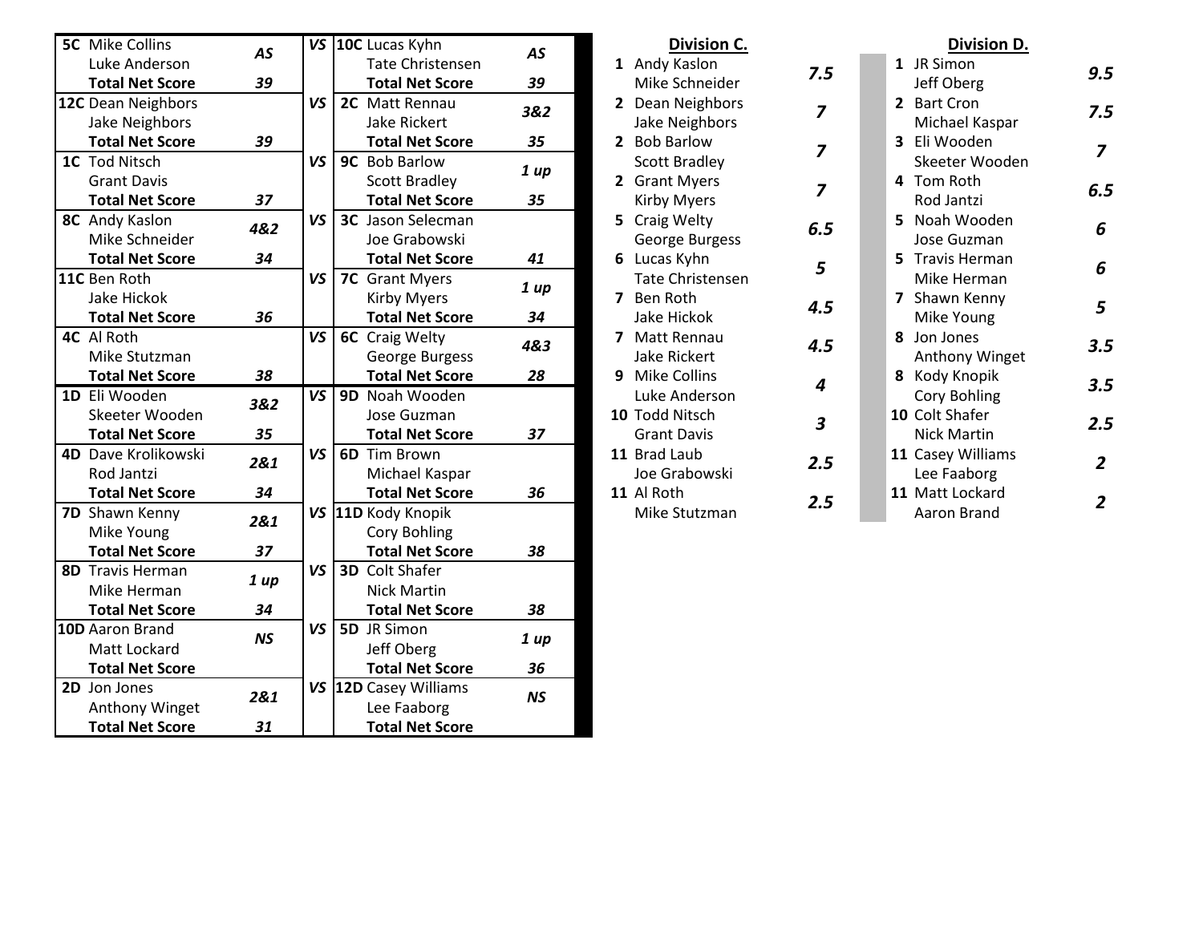| Team | Result | | Team | Result |
|---|---|---|---|---|
| 5C Mike Collins / Luke Anderson | AS | VS | 10C Lucas Kyhn / Tate Christensen | AS |
| Total Net Score | 39 | | Total Net Score | 39 |
| 12C Dean Neighbors / Jake Neighbors | | VS | 2C Matt Rennau / Jake Rickert | 3&2 |
| Total Net Score | 39 | | Total Net Score | 35 |
| 1C Tod Nitsch / Grant Davis | | VS | 9C Bob Barlow / Scott Bradley | 1 up |
| Total Net Score | 37 | | Total Net Score | 35 |
| 8C Andy Kaslon / Mike Schneider | 4&2 | VS | 3C Jason Selecman / Joe Grabowski | |
| Total Net Score | 34 | | Total Net Score | 41 |
| 11C Ben Roth / Jake Hickok | | VS | 7C Grant Myers / Kirby Myers | 1 up |
| Total Net Score | 36 | | Total Net Score | 34 |
| 4C Al Roth / Mike Stutzman | | VS | 6C Craig Welty / George Burgess | 4&3 |
| Total Net Score | 38 | | Total Net Score | 28 |
| 1D Eli Wooden / Skeeter Wooden | 3&2 | VS | 9D Noah Wooden / Jose Guzman | |
| Total Net Score | 35 | | Total Net Score | 37 |
| 4D Dave Krolikowski / Rod Jantzi | 2&1 | VS | 6D Tim Brown / Michael Kaspar | |
| Total Net Score | 34 | | Total Net Score | 36 |
| 7D Shawn Kenny / Mike Young | 2&1 | VS | 11D Kody Knopik / Cory Bohling | |
| Total Net Score | 37 | | Total Net Score | 38 |
| 8D Travis Herman / Mike Herman | 1 up | VS | 3D Colt Shafer / Nick Martin | |
| Total Net Score | 34 | | Total Net Score | 38 |
| 10D Aaron Brand / Matt Lockard | NS | VS | 5D JR Simon / Jeff Oberg | 1 up |
| Total Net Score | | | Total Net Score | 36 |
| 2D Jon Jones / Anthony Winget | 2&1 | VS | 12D Casey Williams / Lee Faaborg | NS |
| Total Net Score | 31 | | Total Net Score | |

## Division C.

| Rank | Team | Points |
|---|---|---|
| 1 | Andy Kaslon / Mike Schneider | 7.5 |
| 2 | Dean Neighbors / Jake Neighbors | 7 |
| 2 | Bob Barlow / Scott Bradley | 7 |
| 2 | Grant Myers / Kirby Myers | 7 |
| 5 | Craig Welty / George Burgess | 6.5 |
| 6 | Lucas Kyhn / Tate Christensen | 5 |
| 7 | Ben Roth / Jake Hickok | 4.5 |
| 7 | Matt Rennau / Jake Rickert | 4.5 |
| 9 | Mike Collins / Luke Anderson | 4 |
| 10 | Todd Nitsch / Grant Davis | 3 |
| 11 | Brad Laub / Joe Grabowski | 2.5 |
| 11 | Al Roth / Mike Stutzman | 2.5 |

## Division D.

| Rank | Team | Points |
|---|---|---|
| 1 | JR Simon / Jeff Oberg | 9.5 |
| 2 | Bart Cron / Michael Kaspar | 7.5 |
| 3 | Eli Wooden / Skeeter Wooden | 7 |
| 4 | Tom Roth / Rod Jantzi | 6.5 |
| 5 | Noah Wooden / Jose Guzman | 6 |
| 5 | Travis Herman / Mike Herman | 6 |
| 7 | Shawn Kenny / Mike Young | 5 |
| 8 | Jon Jones / Anthony Winget | 3.5 |
| 8 | Kody Knopik / Cory Bohling | 3.5 |
| 10 | Colt Shafer / Nick Martin | 2.5 |
| 11 | Casey Williams / Lee Faaborg | 2 |
| 11 | Matt Lockard / Aaron Brand | 2 |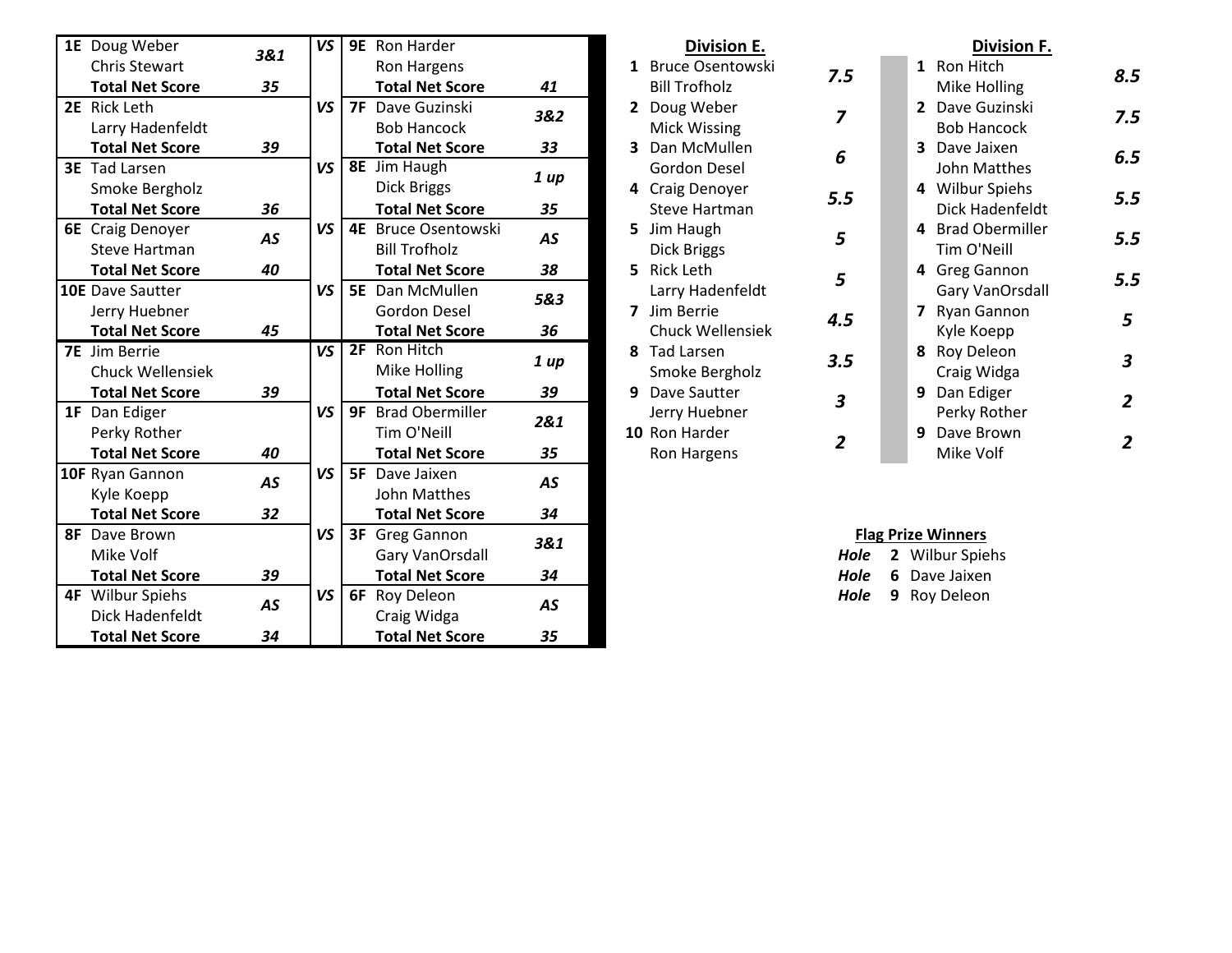| | | | | | | |
|---|---|---|---|---|---|---|
| 1E | Doug Weber / Chris Stewart | 3&1 | VS | 9E | Ron Harder / Ron Hargens | |
| | **Total Net Score** | **35** | | | **Total Net Score** | **41** |
| 2E | Rick Leth / Larry Hadenfeldt | | VS | 7F | Dave Guzinski / Bob Hancock | 3&2 |
| | **Total Net Score** | **39** | | | **Total Net Score** | **33** |
| 3E | Tad Larsen / Smoke Bergholz | | VS | 8E | Jim Haugh / Dick Briggs | 1 up |
| | **Total Net Score** | **36** | | | **Total Net Score** | **35** |
| 6E | Craig Denoyer / Steve Hartman | AS | VS | 4E | Bruce Osentowski / Bill Trofholz | AS |
| | **Total Net Score** | **40** | | | **Total Net Score** | **38** |
| 10E | Dave Sautter / Jerry Huebner | | VS | 5E | Dan McMullen / Gordon Desel | 5&3 |
| | **Total Net Score** | **45** | | | **Total Net Score** | **36** |
| 7E | Jim Berrie / Chuck Wellensiek | | VS | 2F | Ron Hitch / Mike Holling | 1 up |
| | **Total Net Score** | **39** | | | **Total Net Score** | **39** |
| 1F | Dan Ediger / Perky Rother | | VS | 9F | Brad Obermiller / Tim O'Neill | 2&1 |
| | **Total Net Score** | **40** | | | **Total Net Score** | **35** |
| 10F | Ryan Gannon / Kyle Koepp | AS | VS | 5F | Dave Jaixen / John Matthes | AS |
| | **Total Net Score** | **32** | | | **Total Net Score** | **34** |
| 8F | Dave Brown / Mike Volf | | VS | 3F | Greg Gannon / Gary VanOrsdall | 3&1 |
| | **Total Net Score** | **39** | | | **Total Net Score** | **34** |
| 4F | Wilbur Spiehs / Dick Hadenfeldt | AS | VS | 6F | Roy Deleon / Craig Widga | AS |
| | **Total Net Score** | **34** | | | **Total Net Score** | **35** |

## Division E.

| | | |
|---|---|---|
| 1 | Bruce Osentowski / Bill Trofholz | 7.5 |
| 2 | Doug Weber / Mick Wissing | 7 |
| 3 | Dan McMullen / Gordon Desel | 6 |
| 4 | Craig Denoyer / Steve Hartman | 5.5 |
| 5 | Jim Haugh / Dick Briggs | 5 |
| 5 | Rick Leth / Larry Hadenfeldt | 5 |
| 7 | Jim Berrie / Chuck Wellensiek | 4.5 |
| 8 | Tad Larsen / Smoke Bergholz | 3.5 |
| 9 | Dave Sautter / Jerry Huebner | 3 |
| 10 | Ron Harder / Ron Hargens | 2 |

## Division F.

| | | |
|---|---|---|
| 1 | Ron Hitch / Mike Holling | 8.5 |
| 2 | Dave Guzinski / Bob Hancock | 7.5 |
| 3 | Dave Jaixen / John Matthes | 6.5 |
| 4 | Wilbur Spiehs / Dick Hadenfeldt | 5.5 |
| 4 | Brad Obermiller / Tim O'Neill | 5.5 |
| 4 | Greg Gannon / Gary VanOrsdall | 5.5 |
| 7 | Ryan Gannon / Kyle Koepp | 5 |
| 8 | Roy Deleon / Craig Widga | 3 |
| 9 | Dan Ediger / Perky Rother | 2 |
| 9 | Dave Brown / Mike Volf | 2 |

## Flag Prize Winners

| | | |
|---|---|---|
| *Hole* | **2** | Wilbur Spiehs |
| *Hole* | **6** | Dave Jaixen |
| *Hole* | **9** | Roy Deleon |